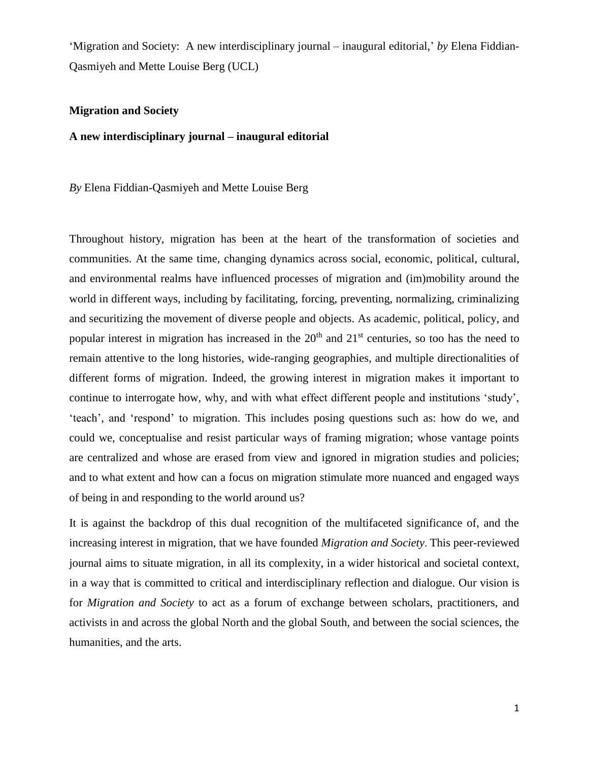'Migration and Society: A new interdisciplinary journal – inaugural editorial,' *by* Elena Fiddian-Qasmiyeh and Mette Louise Berg (UCL)

**Migration and Society**

**A new interdisciplinary journal – inaugural editorial**

*By* Elena Fiddian-Qasmiyeh and Mette Louise Berg

Throughout history, migration has been at the heart of the transformation of societies and communities. At the same time, changing dynamics across social, economic, political, cultural, and environmental realms have influenced processes of migration and (im)mobility around the world in different ways, including by facilitating, forcing, preventing, normalizing, criminalizing and securitizing the movement of diverse people and objects. As academic, political, policy, and popular interest in migration has increased in the 20th and 21st centuries, so too has the need to remain attentive to the long histories, wide-ranging geographies, and multiple directionalities of different forms of migration. Indeed, the growing interest in migration makes it important to continue to interrogate how, why, and with what effect different people and institutions 'study', 'teach', and 'respond' to migration. This includes posing questions such as: how do we, and could we, conceptualise and resist particular ways of framing migration; whose vantage points are centralized and whose are erased from view and ignored in migration studies and policies; and to what extent and how can a focus on migration stimulate more nuanced and engaged ways of being in and responding to the world around us?

It is against the backdrop of this dual recognition of the multifaceted significance of, and the increasing interest in migration, that we have founded *Migration and Society*. This peer-reviewed journal aims to situate migration, in all its complexity, in a wider historical and societal context, in a way that is committed to critical and interdisciplinary reflection and dialogue. Our vision is for *Migration and Society* to act as a forum of exchange between scholars, practitioners, and activists in and across the global North and the global South, and between the social sciences, the humanities, and the arts.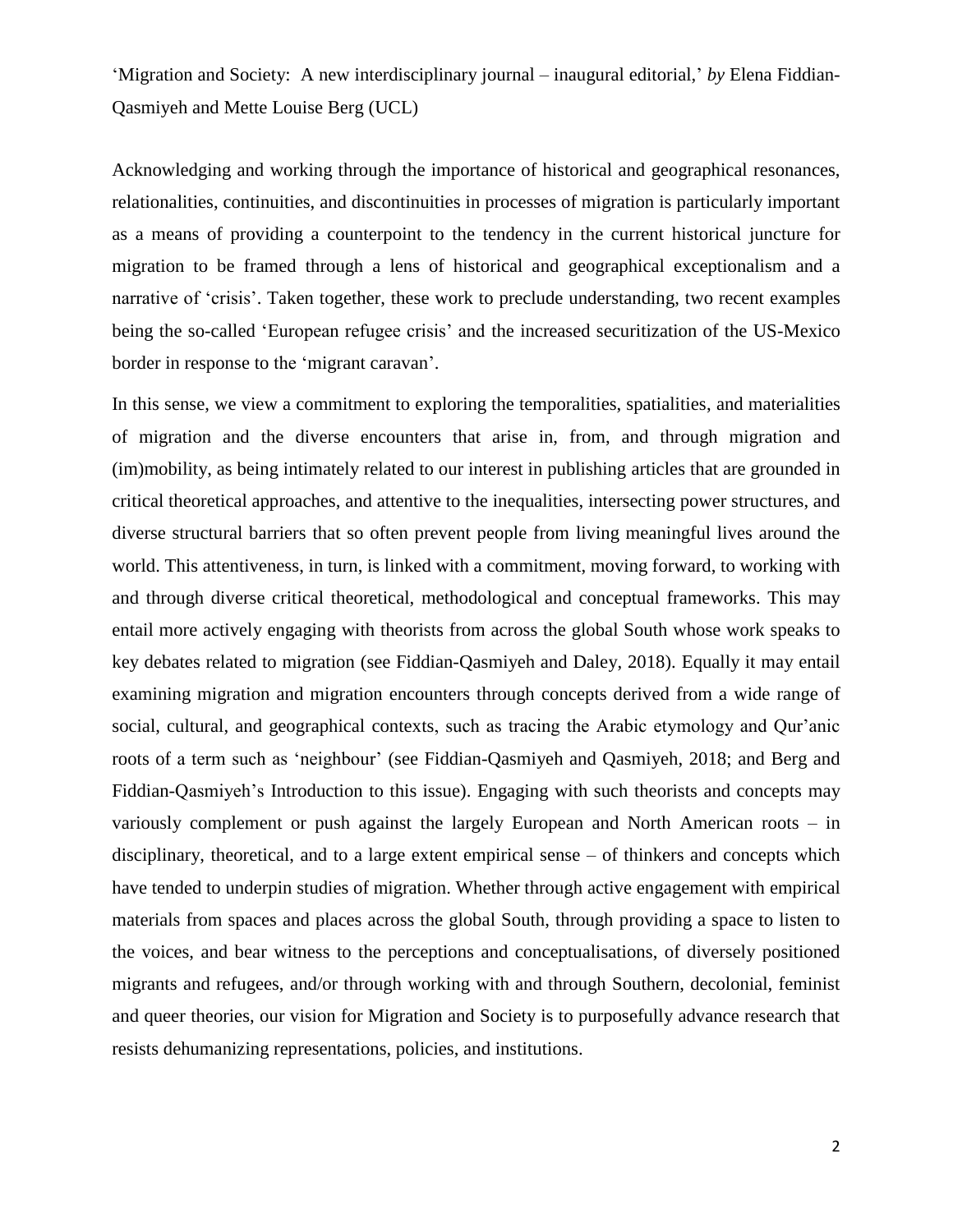'Migration and Society: A new interdisciplinary journal – inaugural editorial,' *by* Elena Fiddian-Qasmiyeh and Mette Louise Berg (UCL)

Acknowledging and working through the importance of historical and geographical resonances, relationalities, continuities, and discontinuities in processes of migration is particularly important as a means of providing a counterpoint to the tendency in the current historical juncture for migration to be framed through a lens of historical and geographical exceptionalism and a narrative of 'crisis'. Taken together, these work to preclude understanding, two recent examples being the so-called 'European refugee crisis' and the increased securitization of the US-Mexico border in response to the 'migrant caravan'.

In this sense, we view a commitment to exploring the temporalities, spatialities, and materialities of migration and the diverse encounters that arise in, from, and through migration and (im)mobility, as being intimately related to our interest in publishing articles that are grounded in critical theoretical approaches, and attentive to the inequalities, intersecting power structures, and diverse structural barriers that so often prevent people from living meaningful lives around the world. This attentiveness, in turn, is linked with a commitment, moving forward, to working with and through diverse critical theoretical, methodological and conceptual frameworks. This may entail more actively engaging with theorists from across the global South whose work speaks to key debates related to migration (see Fiddian-Qasmiyeh and Daley, 2018). Equally it may entail examining migration and migration encounters through concepts derived from a wide range of social, cultural, and geographical contexts, such as tracing the Arabic etymology and Qur'anic roots of a term such as 'neighbour' (see Fiddian-Qasmiyeh and Qasmiyeh, 2018; and Berg and Fiddian-Qasmiyeh's Introduction to this issue). Engaging with such theorists and concepts may variously complement or push against the largely European and North American roots – in disciplinary, theoretical, and to a large extent empirical sense – of thinkers and concepts which have tended to underpin studies of migration. Whether through active engagement with empirical materials from spaces and places across the global South, through providing a space to listen to the voices, and bear witness to the perceptions and conceptualisations, of diversely positioned migrants and refugees, and/or through working with and through Southern, decolonial, feminist and queer theories, our vision for Migration and Society is to purposefully advance research that resists dehumanizing representations, policies, and institutions.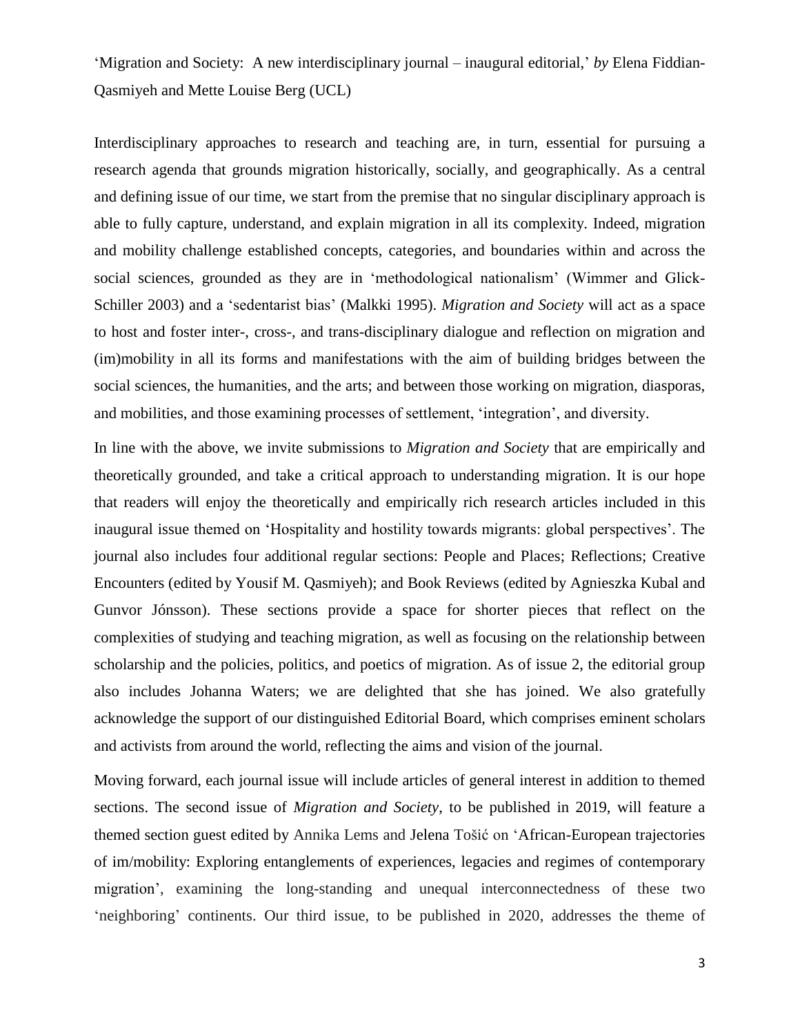'Migration and Society: A new interdisciplinary journal – inaugural editorial,' *by* Elena Fiddian-Qasmiyeh and Mette Louise Berg (UCL)

Interdisciplinary approaches to research and teaching are, in turn, essential for pursuing a research agenda that grounds migration historically, socially, and geographically. As a central and defining issue of our time, we start from the premise that no singular disciplinary approach is able to fully capture, understand, and explain migration in all its complexity. Indeed, migration and mobility challenge established concepts, categories, and boundaries within and across the social sciences, grounded as they are in 'methodological nationalism' (Wimmer and Glick-Schiller 2003) and a 'sedentarist bias' (Malkki 1995). *Migration and Society* will act as a space to host and foster inter-, cross-, and trans-disciplinary dialogue and reflection on migration and (im)mobility in all its forms and manifestations with the aim of building bridges between the social sciences, the humanities, and the arts; and between those working on migration, diasporas, and mobilities, and those examining processes of settlement, 'integration', and diversity.

In line with the above, we invite submissions to *Migration and Society* that are empirically and theoretically grounded, and take a critical approach to understanding migration. It is our hope that readers will enjoy the theoretically and empirically rich research articles included in this inaugural issue themed on 'Hospitality and hostility towards migrants: global perspectives'. The journal also includes four additional regular sections: People and Places; Reflections; Creative Encounters (edited by Yousif M. Qasmiyeh); and Book Reviews (edited by Agnieszka Kubal and Gunvor Jónsson). These sections provide a space for shorter pieces that reflect on the complexities of studying and teaching migration, as well as focusing on the relationship between scholarship and the policies, politics, and poetics of migration. As of issue 2, the editorial group also includes Johanna Waters; we are delighted that she has joined. We also gratefully acknowledge the support of our distinguished Editorial Board, which comprises eminent scholars and activists from around the world, reflecting the aims and vision of the journal.

Moving forward, each journal issue will include articles of general interest in addition to themed sections. The second issue of *Migration and Society*, to be published in 2019, will feature a themed section guest edited by Annika Lems and Jelena Tošić on 'African-European trajectories of im/mobility: Exploring entanglements of experiences, legacies and regimes of contemporary migration', examining the long-standing and unequal interconnectedness of these two 'neighboring' continents. Our third issue, to be published in 2020, addresses the theme of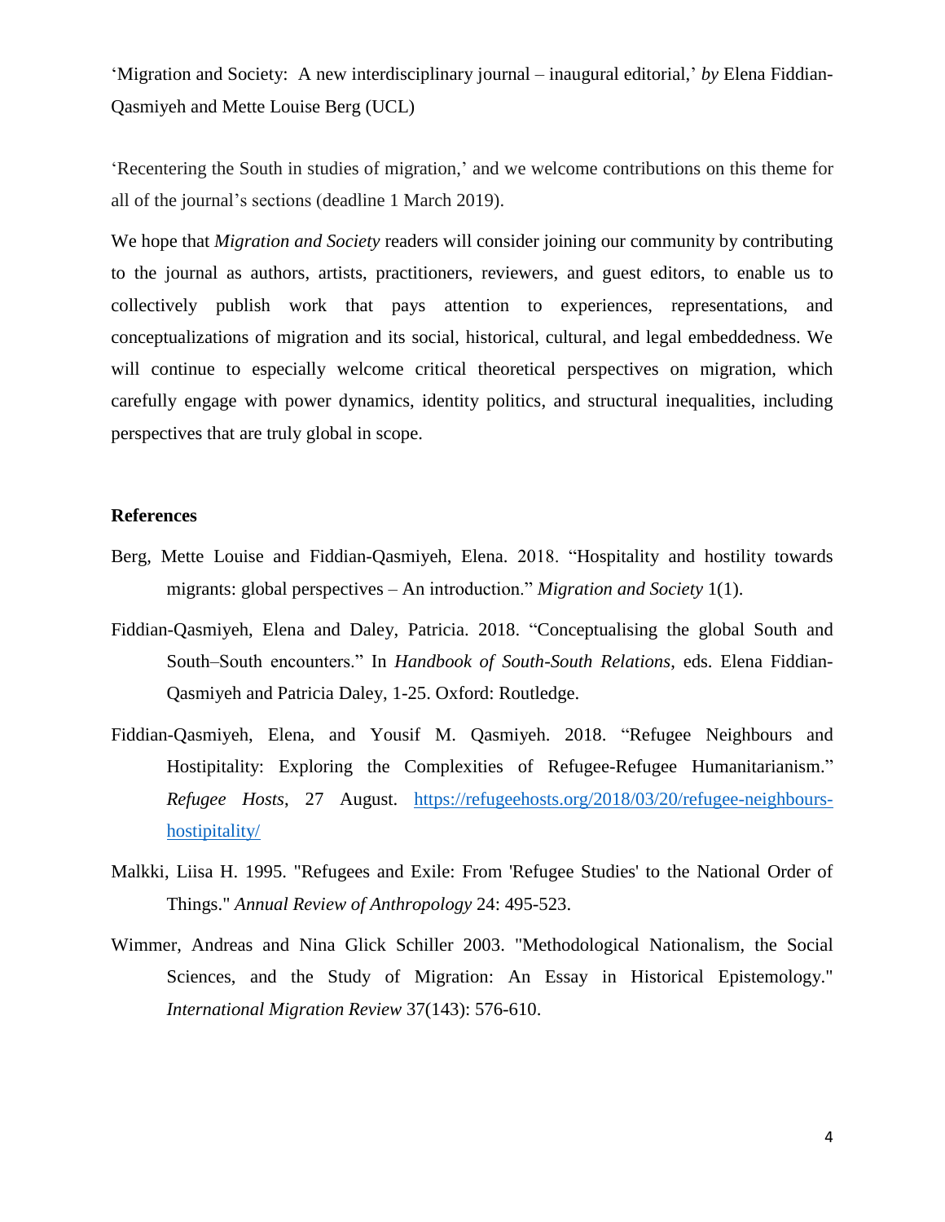'Migration and Society: A new interdisciplinary journal – inaugural editorial,' *by* Elena Fiddian-Qasmiyeh and Mette Louise Berg (UCL)

'Recentering the South in studies of migration,' and we welcome contributions on this theme for all of the journal's sections (deadline 1 March 2019).

We hope that *Migration and Society* readers will consider joining our community by contributing to the journal as authors, artists, practitioners, reviewers, and guest editors, to enable us to collectively publish work that pays attention to experiences, representations, and conceptualizations of migration and its social, historical, cultural, and legal embeddedness. We will continue to especially welcome critical theoretical perspectives on migration, which carefully engage with power dynamics, identity politics, and structural inequalities, including perspectives that are truly global in scope.

**References**

Berg, Mette Louise and Fiddian-Qasmiyeh, Elena. 2018. "Hospitality and hostility towards migrants: global perspectives – An introduction." *Migration and Society* 1(1).

Fiddian-Qasmiyeh, Elena and Daley, Patricia. 2018. "Conceptualising the global South and South–South encounters." In *Handbook of South-South Relations*, eds. Elena Fiddian-Qasmiyeh and Patricia Daley, 1-25. Oxford: Routledge.

Fiddian-Qasmiyeh, Elena, and Yousif M. Qasmiyeh. 2018. "Refugee Neighbours and Hostipitality: Exploring the Complexities of Refugee-Refugee Humanitarianism." *Refugee Hosts*, 27 August. https://refugeehosts.org/2018/03/20/refugee-neighbours-hostipitality/

Malkki, Liisa H. 1995. "Refugees and Exile: From 'Refugee Studies' to the National Order of Things." *Annual Review of Anthropology* 24: 495-523.

Wimmer, Andreas and Nina Glick Schiller 2003. "Methodological Nationalism, the Social Sciences, and the Study of Migration: An Essay in Historical Epistemology." *International Migration Review* 37(143): 576-610.